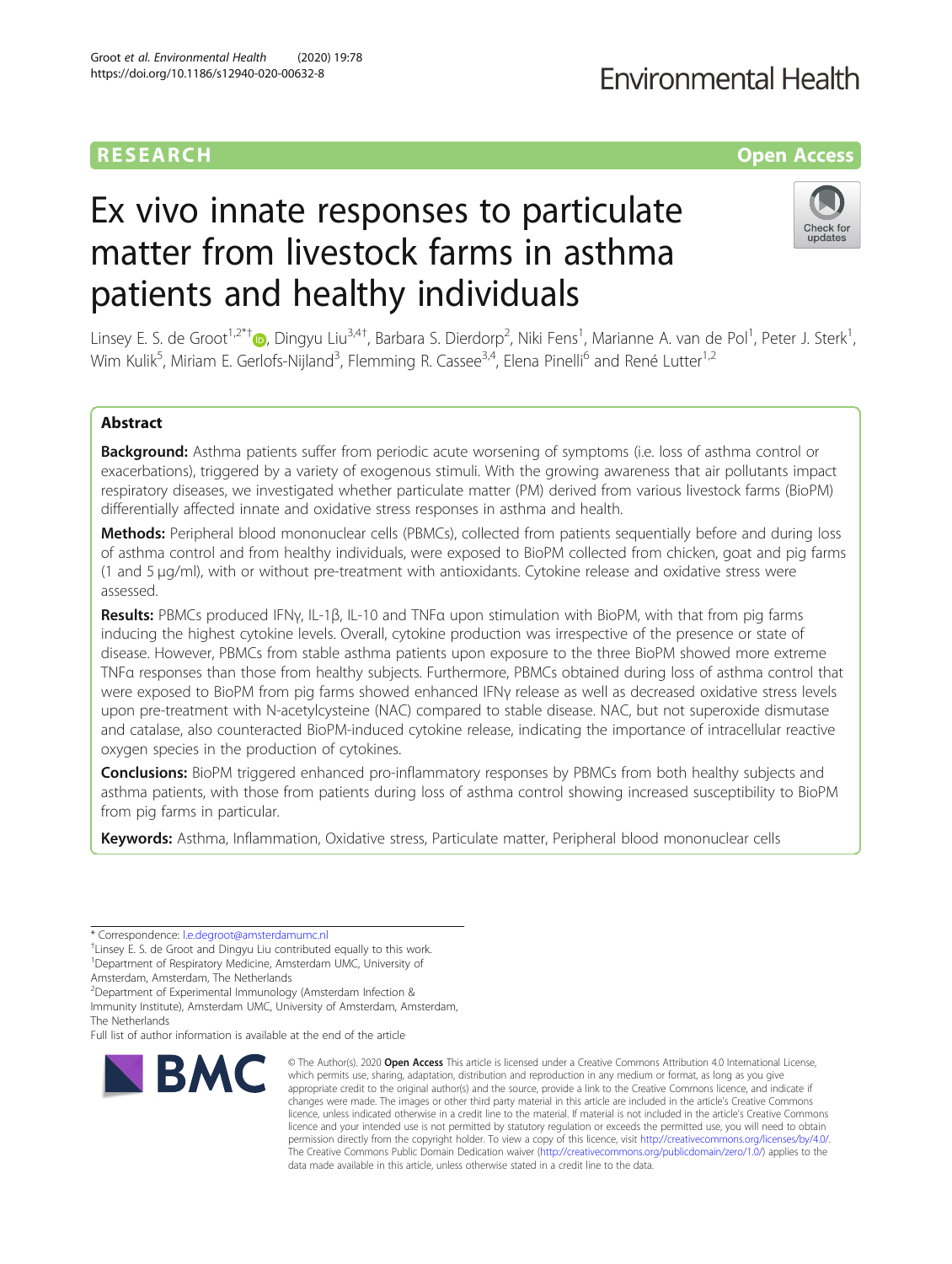RESEARCH

Open Access

# Ex vivo innate responses to particulate matter from livestock farms in asthma patients and healthy individuals

Linsey E. S. de Groot[1,2*†], Dingyu Liu[3,4†], Barbara S. Dierdorp[2], Niki Fens[1], Marianne A. van de Pol[1], Peter J. Sterk[1], Wim Kulik[5], Miriam E. Gerlofs-Nijland[3], Flemming R. Cassee[3,4], Elena Pinelli[6] and René Lutter[1,2]

## Abstract

**Background:** Asthma patients suffer from periodic acute worsening of symptoms (i.e. loss of asthma control or exacerbations), triggered by a variety of exogenous stimuli. With the growing awareness that air pollutants impact respiratory diseases, we investigated whether particulate matter (PM) derived from various livestock farms (BioPM) differentially affected innate and oxidative stress responses in asthma and health.

**Methods:** Peripheral blood mononuclear cells (PBMCs), collected from patients sequentially before and during loss of asthma control and from healthy individuals, were exposed to BioPM collected from chicken, goat and pig farms (1 and 5 μg/ml), with or without pre-treatment with antioxidants. Cytokine release and oxidative stress were assessed.

**Results:** PBMCs produced IFNγ, IL-1β, IL-10 and TNFα upon stimulation with BioPM, with that from pig farms inducing the highest cytokine levels. Overall, cytokine production was irrespective of the presence or state of disease. However, PBMCs from stable asthma patients upon exposure to the three BioPM showed more extreme TNFα responses than those from healthy subjects. Furthermore, PBMCs obtained during loss of asthma control that were exposed to BioPM from pig farms showed enhanced IFNγ release as well as decreased oxidative stress levels upon pre-treatment with N-acetylcysteine (NAC) compared to stable disease. NAC, but not superoxide dismutase and catalase, also counteracted BioPM-induced cytokine release, indicating the importance of intracellular reactive oxygen species in the production of cytokines.

**Conclusions:** BioPM triggered enhanced pro-inflammatory responses by PBMCs from both healthy subjects and asthma patients, with those from patients during loss of asthma control showing increased susceptibility to BioPM from pig farms in particular.

**Keywords:** Asthma, Inflammation, Oxidative stress, Particulate matter, Peripheral blood mononuclear cells

\* Correspondence: l.e.degroot@amsterdamumc.nl

†Linsey E. S. de Groot and Dingyu Liu contributed equally to this work.

[1]Department of Respiratory Medicine, Amsterdam UMC, University of Amsterdam, Amsterdam, The Netherlands

[2]Department of Experimental Immunology (Amsterdam Infection & Immunity Institute), Amsterdam UMC, University of Amsterdam, Amsterdam, The Netherlands

Full list of author information is available at the end of the article

© The Author(s). 2020 **Open Access** This article is licensed under a Creative Commons Attribution 4.0 International License, which permits use, sharing, adaptation, distribution and reproduction in any medium or format, as long as you give appropriate credit to the original author(s) and the source, provide a link to the Creative Commons licence, and indicate if changes were made. The images or other third party material in this article are included in the article's Creative Commons licence, unless indicated otherwise in a credit line to the material. If material is not included in the article's Creative Commons licence and your intended use is not permitted by statutory regulation or exceeds the permitted use, you will need to obtain permission directly from the copyright holder. To view a copy of this licence, visit http://creativecommons.org/licenses/by/4.0/. The Creative Commons Public Domain Dedication waiver (http://creativecommons.org/publicdomain/zero/1.0/) applies to the data made available in this article, unless otherwise stated in a credit line to the data.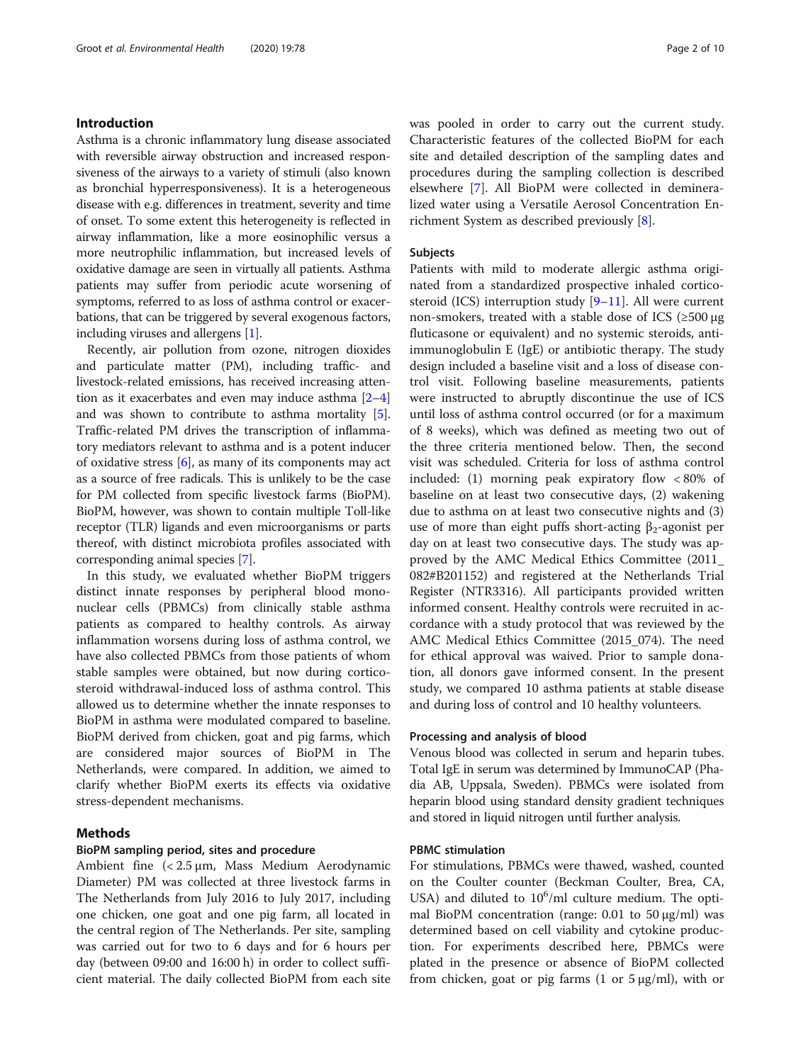## Introduction

Asthma is a chronic inflammatory lung disease associated with reversible airway obstruction and increased responsiveness of the airways to a variety of stimuli (also known as bronchial hyperresponsiveness). It is a heterogeneous disease with e.g. differences in treatment, severity and time of onset. To some extent this heterogeneity is reflected in airway inflammation, like a more eosinophilic versus a more neutrophilic inflammation, but increased levels of oxidative damage are seen in virtually all patients. Asthma patients may suffer from periodic acute worsening of symptoms, referred to as loss of asthma control or exacerbations, that can be triggered by several exogenous factors, including viruses and allergens [1].

Recently, air pollution from ozone, nitrogen dioxides and particulate matter (PM), including traffic- and livestock-related emissions, has received increasing attention as it exacerbates and even may induce asthma [2–4] and was shown to contribute to asthma mortality [5]. Traffic-related PM drives the transcription of inflammatory mediators relevant to asthma and is a potent inducer of oxidative stress [6], as many of its components may act as a source of free radicals. This is unlikely to be the case for PM collected from specific livestock farms (BioPM). BioPM, however, was shown to contain multiple Toll-like receptor (TLR) ligands and even microorganisms or parts thereof, with distinct microbiota profiles associated with corresponding animal species [7].

In this study, we evaluated whether BioPM triggers distinct innate responses by peripheral blood mononuclear cells (PBMCs) from clinically stable asthma patients as compared to healthy controls. As airway inflammation worsens during loss of asthma control, we have also collected PBMCs from those patients of whom stable samples were obtained, but now during corticosteroid withdrawal-induced loss of asthma control. This allowed us to determine whether the innate responses to BioPM in asthma were modulated compared to baseline. BioPM derived from chicken, goat and pig farms, which are considered major sources of BioPM in The Netherlands, were compared. In addition, we aimed to clarify whether BioPM exerts its effects via oxidative stress-dependent mechanisms.

## Methods

### BioPM sampling period, sites and procedure

Ambient fine (< 2.5 μm, Mass Medium Aerodynamic Diameter) PM was collected at three livestock farms in The Netherlands from July 2016 to July 2017, including one chicken, one goat and one pig farm, all located in the central region of The Netherlands. Per site, sampling was carried out for two to 6 days and for 6 hours per day (between 09:00 and 16:00 h) in order to collect sufficient material. The daily collected BioPM from each site was pooled in order to carry out the current study. Characteristic features of the collected BioPM for each site and detailed description of the sampling dates and procedures during the sampling collection is described elsewhere [7]. All BioPM were collected in demineralized water using a Versatile Aerosol Concentration Enrichment System as described previously [8].

### Subjects

Patients with mild to moderate allergic asthma originated from a standardized prospective inhaled corticosteroid (ICS) interruption study [9–11]. All were current non-smokers, treated with a stable dose of ICS (≥500 μg fluticasone or equivalent) and no systemic steroids, anti-immunoglobulin E (IgE) or antibiotic therapy. The study design included a baseline visit and a loss of disease control visit. Following baseline measurements, patients were instructed to abruptly discontinue the use of ICS until loss of asthma control occurred (or for a maximum of 8 weeks), which was defined as meeting two out of the three criteria mentioned below. Then, the second visit was scheduled. Criteria for loss of asthma control included: (1) morning peak expiratory flow < 80% of baseline on at least two consecutive days, (2) wakening due to asthma on at least two consecutive nights and (3) use of more than eight puffs short-acting $\beta_2$-agonist per day on at least two consecutive days. The study was approved by the AMC Medical Ethics Committee (2011_082#B201152) and registered at the Netherlands Trial Register (NTR3316). All participants provided written informed consent. Healthy controls were recruited in accordance with a study protocol that was reviewed by the AMC Medical Ethics Committee (2015_074). The need for ethical approval was waived. Prior to sample donation, all donors gave informed consent. In the present study, we compared 10 asthma patients at stable disease and during loss of control and 10 healthy volunteers.

### Processing and analysis of blood

Venous blood was collected in serum and heparin tubes. Total IgE in serum was determined by ImmunoCAP (Phadia AB, Uppsala, Sweden). PBMCs were isolated from heparin blood using standard density gradient techniques and stored in liquid nitrogen until further analysis.

### PBMC stimulation

For stimulations, PBMCs were thawed, washed, counted on the Coulter counter (Beckman Coulter, Brea, CA, USA) and diluted to $10^6$/ml culture medium. The optimal BioPM concentration (range: 0.01 to 50 μg/ml) was determined based on cell viability and cytokine production. For experiments described here, PBMCs were plated in the presence or absence of BioPM collected from chicken, goat or pig farms (1 or 5 μg/ml), with or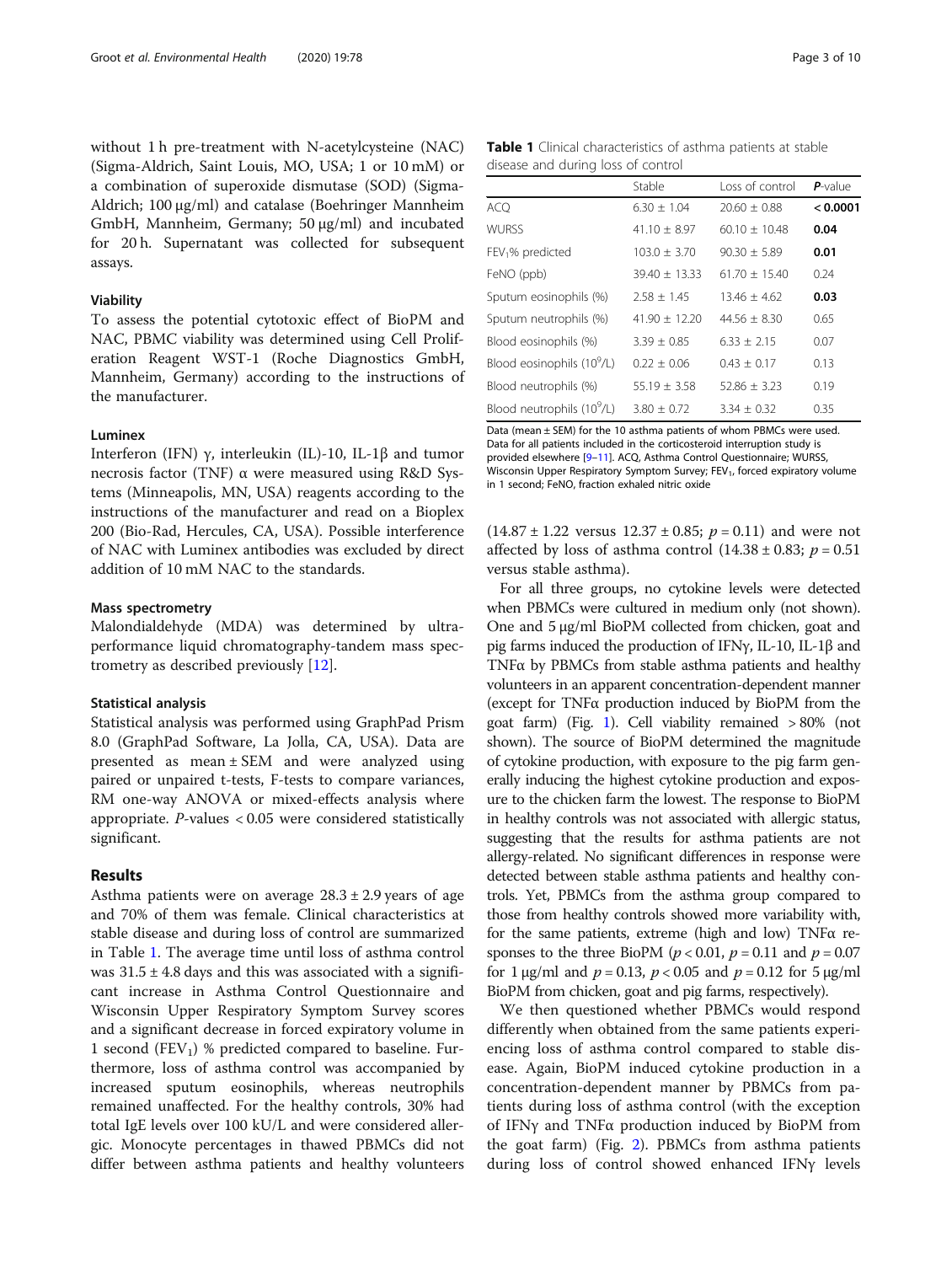without 1 h pre-treatment with N-acetylcysteine (NAC) (Sigma-Aldrich, Saint Louis, MO, USA; 1 or 10 mM) or a combination of superoxide dismutase (SOD) (Sigma-Aldrich; 100 μg/ml) and catalase (Boehringer Mannheim GmbH, Mannheim, Germany; 50 μg/ml) and incubated for 20 h. Supernatant was collected for subsequent assays.

### Viability

To assess the potential cytotoxic effect of BioPM and NAC, PBMC viability was determined using Cell Proliferation Reagent WST-1 (Roche Diagnostics GmbH, Mannheim, Germany) according to the instructions of the manufacturer.

### Luminex

Interferon (IFN) γ, interleukin (IL)-10, IL-1β and tumor necrosis factor (TNF) α were measured using R&D Systems (Minneapolis, MN, USA) reagents according to the instructions of the manufacturer and read on a Bioplex 200 (Bio-Rad, Hercules, CA, USA). Possible interference of NAC with Luminex antibodies was excluded by direct addition of 10 mM NAC to the standards.

### Mass spectrometry

Malondialdehyde (MDA) was determined by ultra-performance liquid chromatography-tandem mass spectrometry as described previously [12].

### Statistical analysis

Statistical analysis was performed using GraphPad Prism 8.0 (GraphPad Software, La Jolla, CA, USA). Data are presented as mean ± SEM and were analyzed using paired or unpaired t-tests, F-tests to compare variances, RM one-way ANOVA or mixed-effects analysis where appropriate. *P*-values < 0.05 were considered statistically significant.

## Results

Asthma patients were on average 28.3 ± 2.9 years of age and 70% of them was female. Clinical characteristics at stable disease and during loss of control are summarized in Table 1. The average time until loss of asthma control was 31.5 ± 4.8 days and this was associated with a significant increase in Asthma Control Questionnaire and Wisconsin Upper Respiratory Symptom Survey scores and a significant decrease in forced expiratory volume in 1 second ($FEV_1$) % predicted compared to baseline. Furthermore, loss of asthma control was accompanied by increased sputum eosinophils, whereas neutrophils remained unaffected. For the healthy controls, 30% had total IgE levels over 100 kU/L and were considered allergic. Monocyte percentages in thawed PBMCs did not differ between asthma patients and healthy volunteers (14.87 ± 1.22 versus 12.37 ± 0.85; $p = 0.11$) and were not affected by loss of asthma control (14.38 ± 0.83; $p = 0.51$ versus stable asthma).

**Table 1** Clinical characteristics of asthma patients at stable disease and during loss of control

| | Stable | Loss of control | *P*-value |
|---|---|---|---|
| ACQ | 6.30 ± 1.04 | 20.60 ± 0.88 | **< 0.0001** |
| WURSS | 41.10 ± 8.97 | 60.10 ± 10.48 | **0.04** |
| $FEV_1$% predicted | 103.0 ± 3.70 | 90.30 ± 5.89 | **0.01** |
| FeNO (ppb) | 39.40 ± 13.33 | 61.70 ± 15.40 | 0.24 |
| Sputum eosinophils (%) | 2.58 ± 1.45 | 13.46 ± 4.62 | **0.03** |
| Sputum neutrophils (%) | 41.90 ± 12.20 | 44.56 ± 8.30 | 0.65 |
| Blood eosinophils (%) | 3.39 ± 0.85 | 6.33 ± 2.15 | 0.07 |
| Blood eosinophils ($10^9$/L) | 0.22 ± 0.06 | 0.43 ± 0.17 | 0.13 |
| Blood neutrophils (%) | 55.19 ± 3.58 | 52.86 ± 3.23 | 0.19 |
| Blood neutrophils ($10^9$/L) | 3.80 ± 0.72 | 3.34 ± 0.32 | 0.35 |

Data (mean ± SEM) for the 10 asthma patients of whom PBMCs were used. Data for all patients included in the corticosteroid interruption study is provided elsewhere [9–11]. ACQ, Asthma Control Questionnaire; WURSS, Wisconsin Upper Respiratory Symptom Survey; $FEV_1$, forced expiratory volume in 1 second; FeNO, fraction exhaled nitric oxide

For all three groups, no cytokine levels were detected when PBMCs were cultured in medium only (not shown). One and 5 μg/ml BioPM collected from chicken, goat and pig farms induced the production of IFNγ, IL-10, IL-1β and TNFα by PBMCs from stable asthma patients and healthy volunteers in an apparent concentration-dependent manner (except for TNFα production induced by BioPM from the goat farm) (Fig. 1). Cell viability remained > 80% (not shown). The source of BioPM determined the magnitude of cytokine production, with exposure to the pig farm generally inducing the highest cytokine production and exposure to the chicken farm the lowest. The response to BioPM in healthy controls was not associated with allergic status, suggesting that the results for asthma patients are not allergy-related. No significant differences in response were detected between stable asthma patients and healthy controls. Yet, PBMCs from the asthma group compared to those from healthy controls showed more variability with, for the same patients, extreme (high and low) TNFα responses to the three BioPM ($p < 0.01$, $p = 0.11$ and $p = 0.07$ for 1 μg/ml and $p = 0.13$, $p < 0.05$ and $p = 0.12$ for 5 μg/ml BioPM from chicken, goat and pig farms, respectively).

We then questioned whether PBMCs would respond differently when obtained from the same patients experiencing loss of asthma control compared to stable disease. Again, BioPM induced cytokine production in a concentration-dependent manner by PBMCs from patients during loss of asthma control (with the exception of IFNγ and TNFα production induced by BioPM from the goat farm) (Fig. 2). PBMCs from asthma patients during loss of control showed enhanced IFNγ levels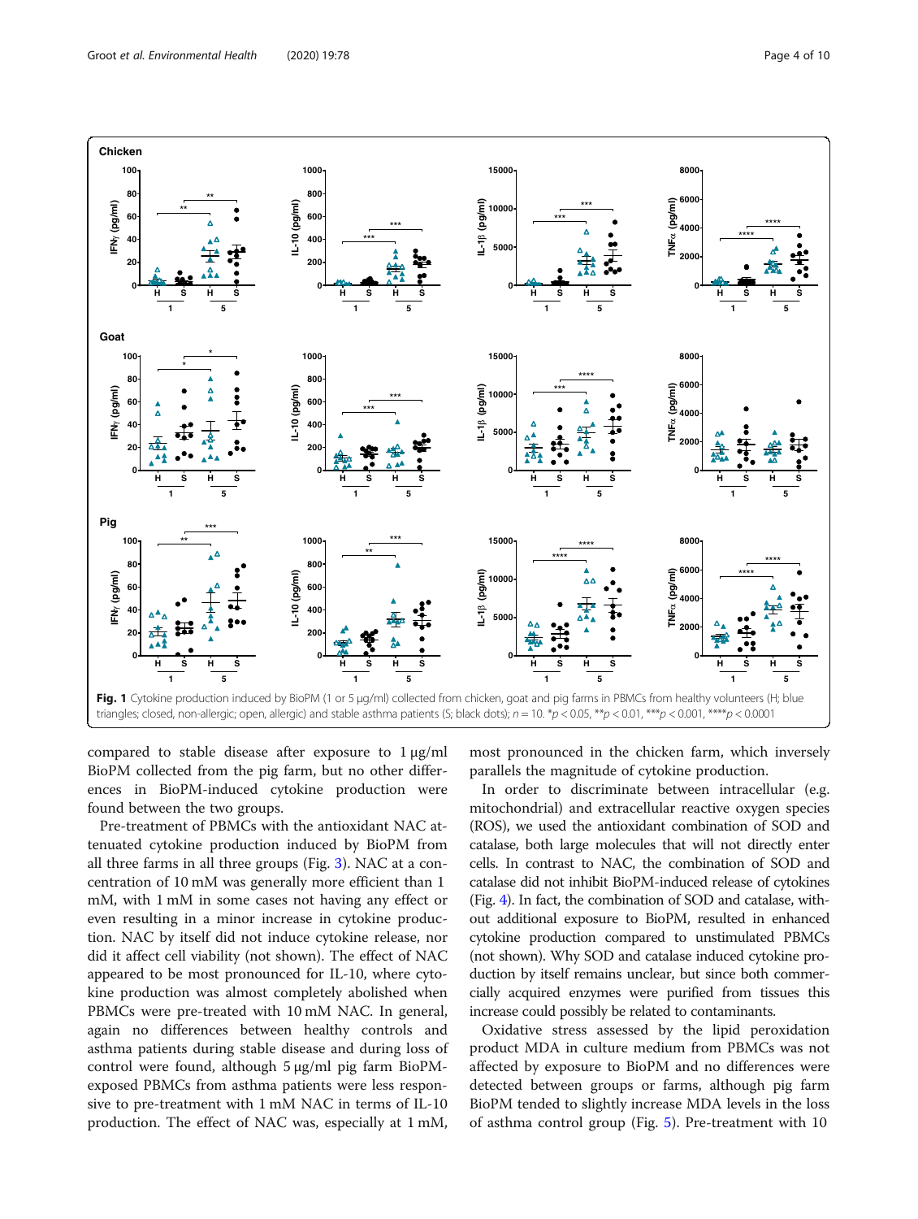**Fig. 1** Cytokine production induced by BioPM (1 or 5 μg/ml) collected from chicken, goat and pig farms in PBMCs from healthy volunteers (H; blue triangles; closed, non-allergic; open, allergic) and stable asthma patients (S; black dots); $n = 10$. \*$p < 0.05$, \*\*$p < 0.01$, \*\*\*$p < 0.001$, \*\*\*\*$p < 0.0001$

compared to stable disease after exposure to 1 μg/ml BioPM collected from the pig farm, but no other differences in BioPM-induced cytokine production were found between the two groups.

Pre-treatment of PBMCs with the antioxidant NAC attenuated cytokine production induced by BioPM from all three farms in all three groups (Fig. 3). NAC at a concentration of 10 mM was generally more efficient than 1 mM, with 1 mM in some cases not having any effect or even resulting in a minor increase in cytokine production. NAC by itself did not induce cytokine release, nor did it affect cell viability (not shown). The effect of NAC appeared to be most pronounced for IL-10, where cytokine production was almost completely abolished when PBMCs were pre-treated with 10 mM NAC. In general, again no differences between healthy controls and asthma patients during stable disease and during loss of control were found, although 5 μg/ml pig farm BioPM-exposed PBMCs from asthma patients were less responsive to pre-treatment with 1 mM NAC in terms of IL-10 production. The effect of NAC, especially at 1 mM, most pronounced in the chicken farm, which inversely parallels the magnitude of cytokine production.

In order to discriminate between intracellular (e.g. mitochondrial) and extracellular reactive oxygen species (ROS), we used the antioxidant combination of SOD and catalase, both large molecules that will not directly enter cells. In contrast to NAC, the combination of SOD and catalase did not inhibit BioPM-induced release of cytokines (Fig. 4). In fact, the combination of SOD and catalase, without additional exposure to BioPM, resulted in enhanced cytokine production compared to unstimulated PBMCs (not shown). Why SOD and catalase induced cytokine production by itself remains unclear, but since both commercially acquired enzymes were purified from tissues this increase could possibly be related to contaminants.

Oxidative stress assessed by the lipid peroxidation product MDA in culture medium from PBMCs was not affected by exposure to BioPM and no differences were detected between groups or farms, although pig farm BioPM tended to slightly increase MDA levels in the loss of asthma control group (Fig. 5). Pre-treatment with 10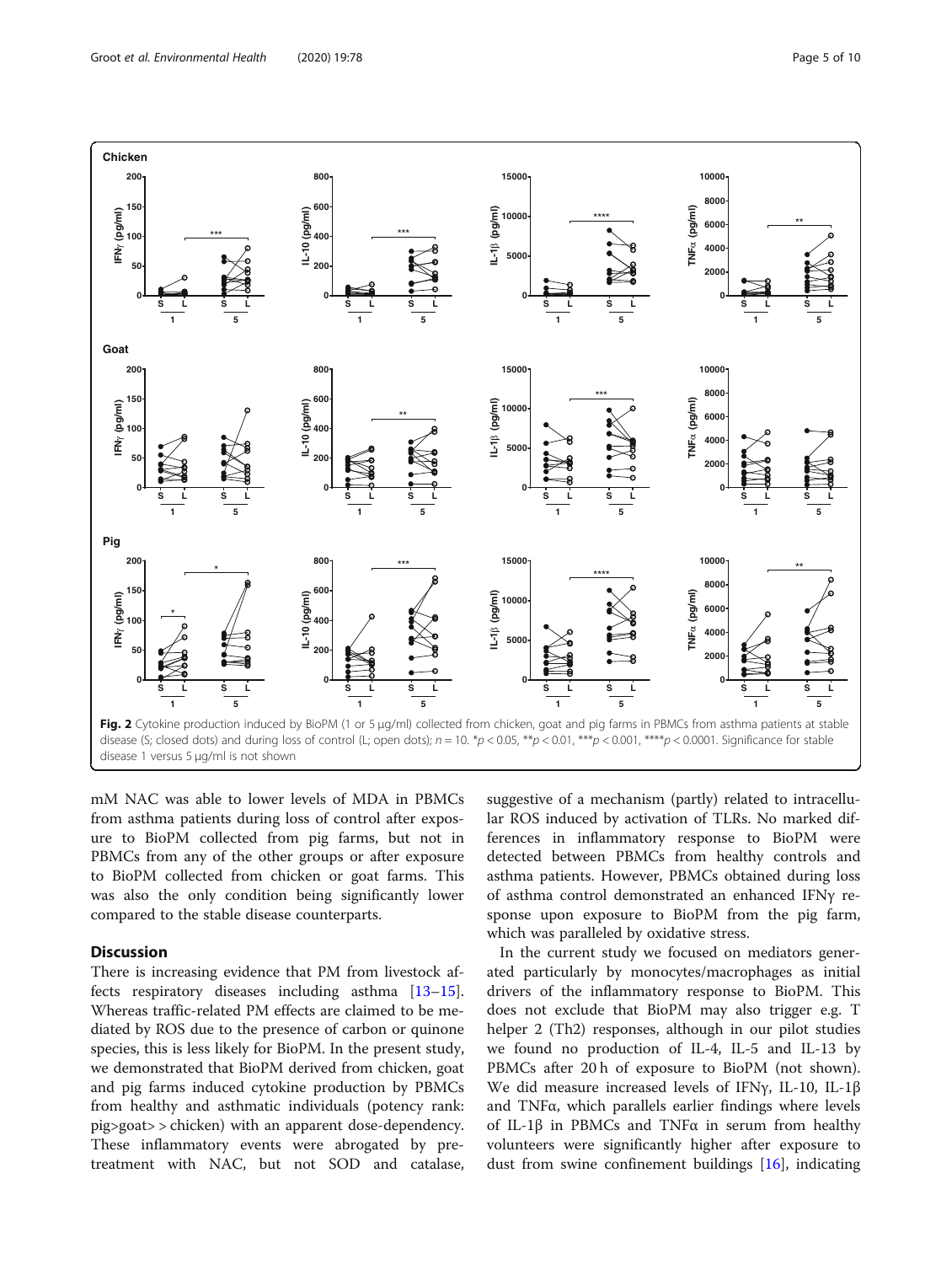Fig. 2 Cytokine production induced by BioPM (1 or 5 μg/ml) collected from chicken, goat and pig farms in PBMCs from asthma patients at stable disease (S; closed dots) and during loss of control (L; open dots); $n = 10$. *$p < 0.05$, **$p < 0.01$, ***$p < 0.001$, ****$p < 0.0001$. Significance for stable disease 1 versus 5 μg/ml is not shown

mM NAC was able to lower levels of MDA in PBMCs from asthma patients during loss of control after exposure to BioPM collected from pig farms, but not in PBMCs from any of the other groups or after exposure to BioPM collected from chicken or goat farms. This was also the only condition being significantly lower compared to the stable disease counterparts.

## Discussion

There is increasing evidence that PM from livestock affects respiratory diseases including asthma [13–15]. Whereas traffic-related PM effects are claimed to be mediated by ROS due to the presence of carbon or quinone species, this is less likely for BioPM. In the present study, we demonstrated that BioPM derived from chicken, goat and pig farms induced cytokine production by PBMCs from healthy and asthmatic individuals (potency rank: pig>goat> > chicken) with an apparent dose-dependency. These inflammatory events were abrogated by pre-treatment with NAC, but not SOD and catalase, suggestive of a mechanism (partly) related to intracellular ROS induced by activation of TLRs. No marked differences in inflammatory response to BioPM were detected between PBMCs from healthy controls and asthma patients. However, PBMCs obtained during loss of asthma control demonstrated an enhanced IFNγ response upon exposure to BioPM from the pig farm, which was paralleled by oxidative stress.

In the current study we focused on mediators generated particularly by monocytes/macrophages as initial drivers of the inflammatory response to BioPM. This does not exclude that BioPM may also trigger e.g. T helper 2 (Th2) responses, although in our pilot studies we found no production of IL-4, IL-5 and IL-13 by PBMCs after 20 h of exposure to BioPM (not shown). We did measure increased levels of IFNγ, IL-10, IL-1β and TNFα, which parallels earlier findings where levels of IL-1β in PBMCs and TNFα in serum from healthy volunteers were significantly higher after exposure to dust from swine confinement buildings [16], indicating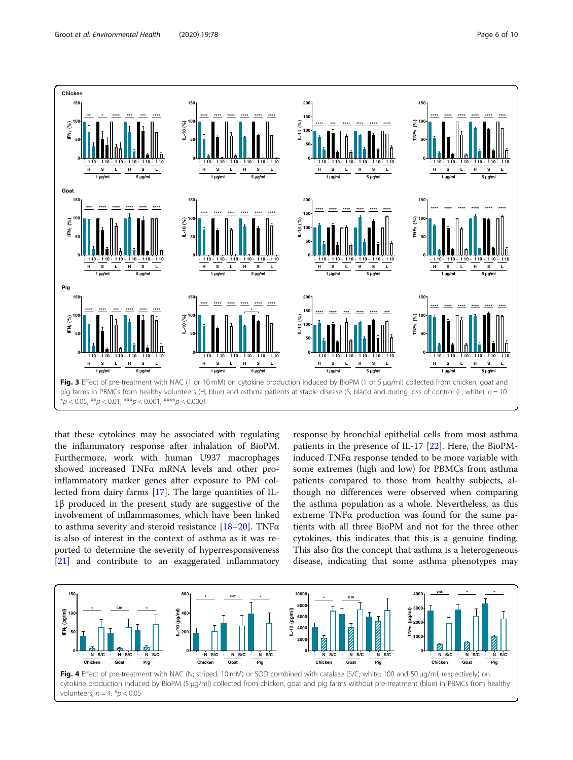**Fig. 3** Effect of pre-treatment with NAC (1 or 10 mM) on cytokine production induced by BioPM (1 or 5 μg/ml) collected from chicken, goat and pig farms in PBMCs from healthy volunteers (H; blue) and asthma patients at stable disease (S; black) and during loss of control (L; white); n = 10. *p < 0.05, **p < 0.01, ***p < 0.001, ****p < 0.0001

that these cytokines may be associated with regulating the inflammatory response after inhalation of BioPM. Furthermore, work with human U937 macrophages showed increased TNFα mRNA levels and other pro-inflammatory marker genes after exposure to PM collected from dairy farms [17]. The large quantities of IL-1β produced in the present study are suggestive of the involvement of inflammasomes, which have been linked to asthma severity and steroid resistance [18–20]. TNFα is also of interest in the context of asthma as it was reported to determine the severity of hyperresponsiveness [21] and contribute to an exaggerated inflammatory response by bronchial epithelial cells from most asthma patients in the presence of IL-17 [22]. Here, the BioPM-induced TNFα response tended to be more variable with some extremes (high and low) for PBMCs from asthma patients compared to those from healthy subjects, although no differences were observed when comparing the asthma population as a whole. Nevertheless, as this extreme TNFα production was found for the same patients with all three BioPM and not for the three other cytokines, this indicates that this is a genuine finding. This also fits the concept that asthma is a heterogeneous disease, indicating that some asthma phenotypes may

**Fig. 4** Effect of pre-treatment with NAC (N; striped; 10 mM) or SOD combined with catalase (S/C; white; 100 and 50 μg/ml, respectively) on cytokine production induced by BioPM (5 μg/ml) collected from chicken, goat and pig farms without pre-treatment (blue) in PBMCs from healthy volunteers; n = 4. *p < 0.05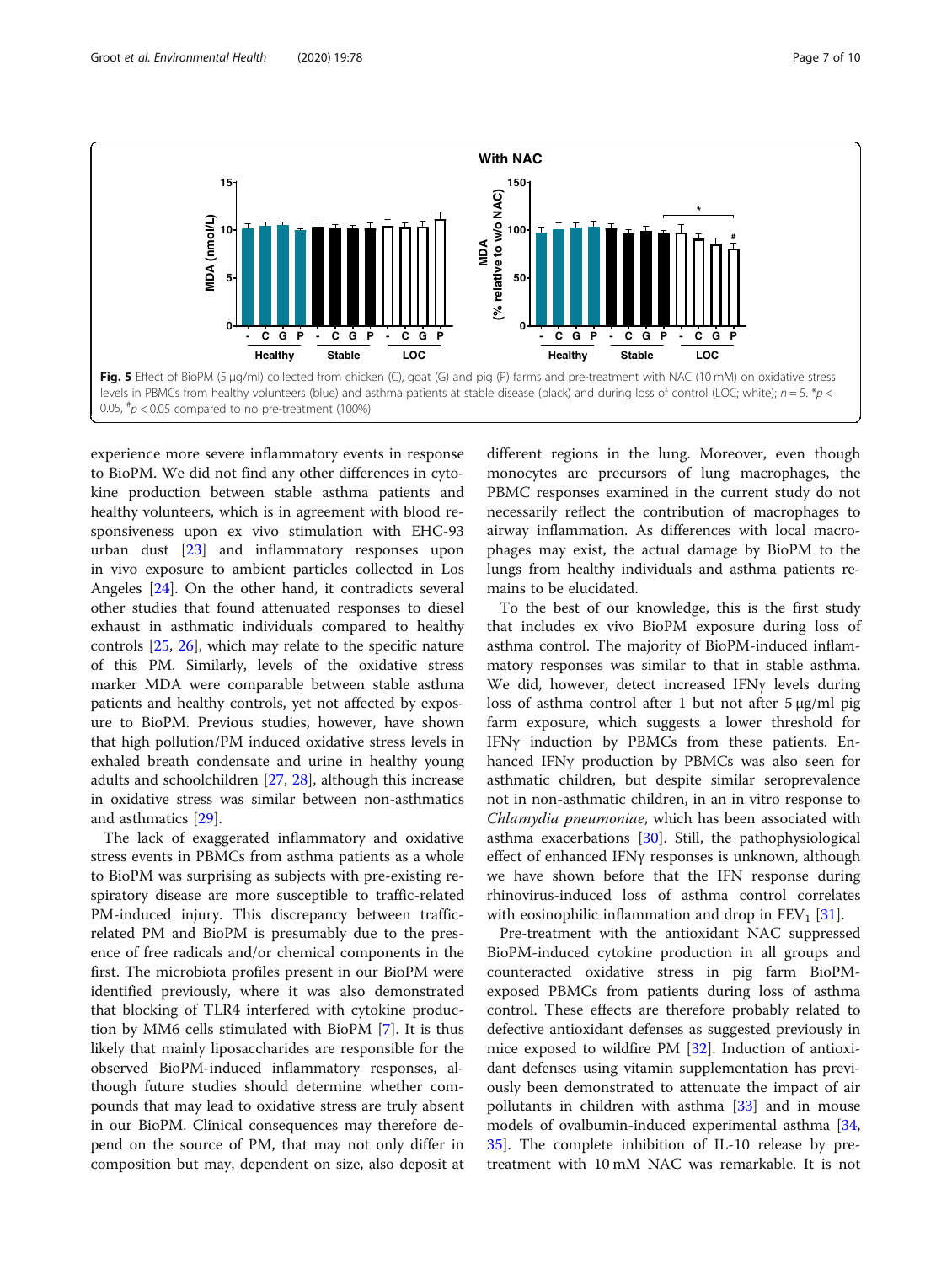**Fig. 5** Effect of BioPM (5 μg/ml) collected from chicken (C), goat (G) and pig (P) farms and pre-treatment with NAC (10 mM) on oxidative stress levels in PBMCs from healthy volunteers (blue) and asthma patients at stable disease (black) and during loss of control (LOC; white); $n = 5$. \*$p < 0.05$, [#]$p < 0.05$ compared to no pre-treatment (100%)

experience more severe inflammatory events in response to BioPM. We did not find any other differences in cytokine production between stable asthma patients and healthy volunteers, which is in agreement with blood responsiveness upon ex vivo stimulation with EHC-93 urban dust [23] and inflammatory responses upon in vivo exposure to ambient particles collected in Los Angeles [24]. On the other hand, it contradicts several other studies that found attenuated responses to diesel exhaust in asthmatic individuals compared to healthy controls [25, 26], which may relate to the specific nature of this PM. Similarly, levels of the oxidative stress marker MDA were comparable between stable asthma patients and healthy controls, yet not affected by exposure to BioPM. Previous studies, however, have shown that high pollution/PM induced oxidative stress levels in exhaled breath condensate and urine in healthy young adults and schoolchildren [27, 28], although this increase in oxidative stress was similar between non-asthmatics and asthmatics [29].

The lack of exaggerated inflammatory and oxidative stress events in PBMCs from asthma patients as a whole to BioPM was surprising as subjects with pre-existing respiratory disease are more susceptible to traffic-related PM-induced injury. This discrepancy between traffic-related PM and BioPM is presumably due to the presence of free radicals and/or chemical components in the first. The microbiota profiles present in our BioPM were identified previously, where it was also demonstrated that blocking of TLR4 interfered with cytokine production by MM6 cells stimulated with BioPM [7]. It is thus likely that mainly liposaccharides are responsible for the observed BioPM-induced inflammatory responses, although future studies should determine whether compounds that may lead to oxidative stress are truly absent in our BioPM. Clinical consequences may therefore depend on the source of PM, that may not only differ in composition but may, dependent on size, also deposit at different regions in the lung. Moreover, even though monocytes are precursors of lung macrophages, the PBMC responses examined in the current study do not necessarily reflect the contribution of macrophages to airway inflammation. As differences with local macrophages may exist, the actual damage by BioPM to the lungs from healthy individuals and asthma patients remains to be elucidated.

To the best of our knowledge, this is the first study that includes ex vivo BioPM exposure during loss of asthma control. The majority of BioPM-induced inflammatory responses was similar to that in stable asthma. We did, however, detect increased IFNγ levels during loss of asthma control after 1 but not after 5 μg/ml pig farm exposure, which suggests a lower threshold for IFNγ induction by PBMCs from these patients. Enhanced IFNγ production by PBMCs was also seen for asthmatic children, but despite similar seroprevalence not in non-asthmatic children, in an in vitro response to *Chlamydia pneumoniae*, which has been associated with asthma exacerbations [30]. Still, the pathophysiological effect of enhanced IFNγ responses is unknown, although we have shown before that the IFN response during rhinovirus-induced loss of asthma control correlates with eosinophilic inflammation and drop in $FEV_1$ [31].

Pre-treatment with the antioxidant NAC suppressed BioPM-induced cytokine production in all groups and counteracted oxidative stress in pig farm BioPM-exposed PBMCs from patients during loss of asthma control. These effects are therefore probably related to defective antioxidant defenses as suggested previously in mice exposed to wildfire PM [32]. Induction of antioxidant defenses using vitamin supplementation has previously been demonstrated to attenuate the impact of air pollutants in children with asthma [33] and in mouse models of ovalbumin-induced experimental asthma [34, 35]. The complete inhibition of IL-10 release by pre-treatment with 10 mM NAC was remarkable. It is not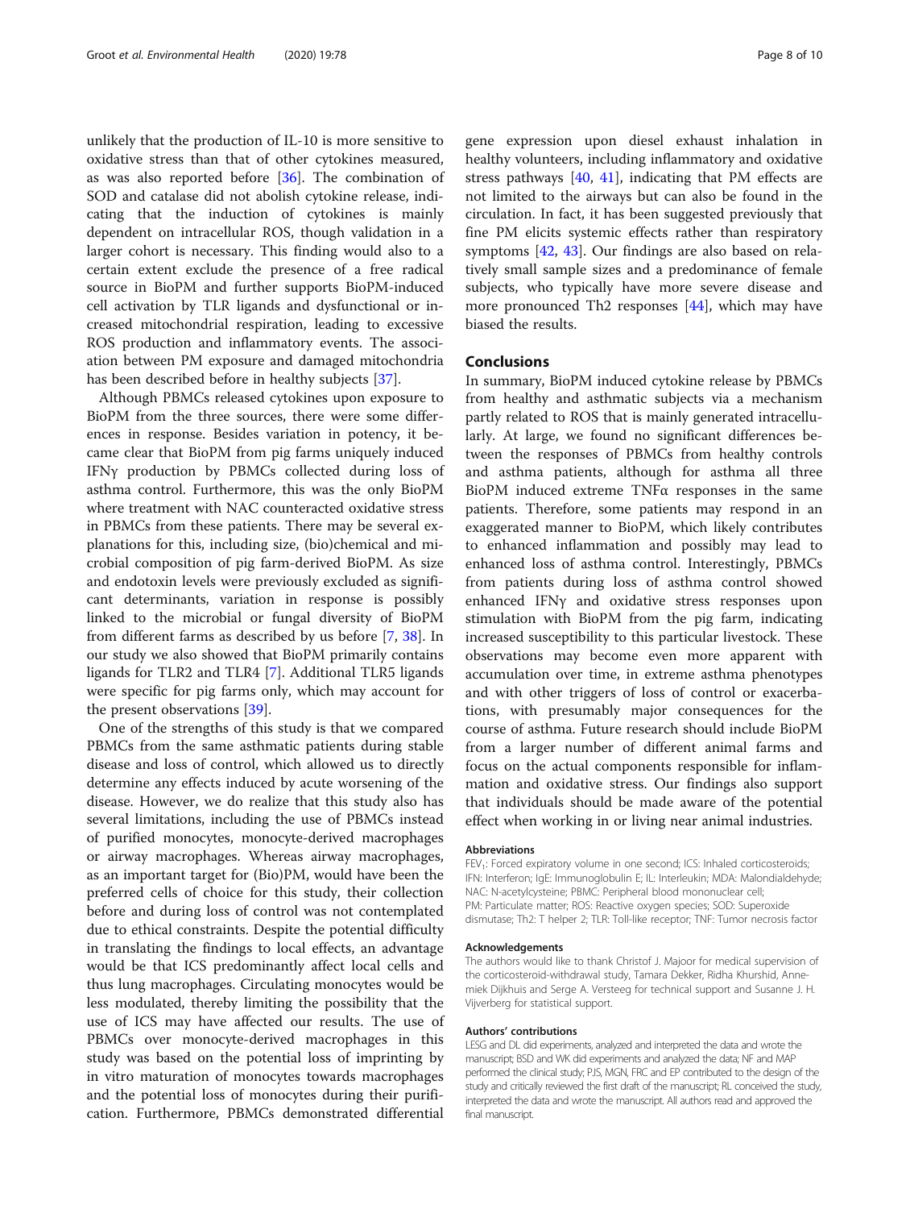unlikely that the production of IL-10 is more sensitive to oxidative stress than that of other cytokines measured, as was also reported before [36]. The combination of SOD and catalase did not abolish cytokine release, indicating that the induction of cytokines is mainly dependent on intracellular ROS, though validation in a larger cohort is necessary. This finding would also to a certain extent exclude the presence of a free radical source in BioPM and further supports BioPM-induced cell activation by TLR ligands and dysfunctional or increased mitochondrial respiration, leading to excessive ROS production and inflammatory events. The association between PM exposure and damaged mitochondria has been described before in healthy subjects [37].

Although PBMCs released cytokines upon exposure to BioPM from the three sources, there were some differences in response. Besides variation in potency, it became clear that BioPM from pig farms uniquely induced IFNγ production by PBMCs collected during loss of asthma control. Furthermore, this was the only BioPM where treatment with NAC counteracted oxidative stress in PBMCs from these patients. There may be several explanations for this, including size, (bio)chemical and microbial composition of pig farm-derived BioPM. As size and endotoxin levels were previously excluded as significant determinants, variation in response is possibly linked to the microbial or fungal diversity of BioPM from different farms as described by us before [7, 38]. In our study we also showed that BioPM primarily contains ligands for TLR2 and TLR4 [7]. Additional TLR5 ligands were specific for pig farms only, which may account for the present observations [39].

One of the strengths of this study is that we compared PBMCs from the same asthmatic patients during stable disease and loss of control, which allowed us to directly determine any effects induced by acute worsening of the disease. However, we do realize that this study also has several limitations, including the use of PBMCs instead of purified monocytes, monocyte-derived macrophages or airway macrophages. Whereas airway macrophages, as an important target for (Bio)PM, would have been the preferred cells of choice for this study, their collection before and during loss of control was not contemplated due to ethical constraints. Despite the potential difficulty in translating the findings to local effects, an advantage would be that ICS predominantly affect local cells and thus lung macrophages. Circulating monocytes would be less modulated, thereby limiting the possibility that the use of ICS may have affected our results. The use of PBMCs over monocyte-derived macrophages in this study was based on the potential loss of imprinting by in vitro maturation of monocytes towards macrophages and the potential loss of monocytes during their purification. Furthermore, PBMCs demonstrated differential gene expression upon diesel exhaust inhalation in healthy volunteers, including inflammatory and oxidative stress pathways [40, 41], indicating that PM effects are not limited to the airways but can also be found in the circulation. In fact, it has been suggested previously that fine PM elicits systemic effects rather than respiratory symptoms [42, 43]. Our findings are also based on relatively small sample sizes and a predominance of female subjects, who typically have more severe disease and more pronounced Th2 responses [44], which may have biased the results.

## Conclusions

In summary, BioPM induced cytokine release by PBMCs from healthy and asthmatic subjects via a mechanism partly related to ROS that is mainly generated intracellularly. At large, we found no significant differences between the responses of PBMCs from healthy controls and asthma patients, although for asthma all three BioPM induced extreme TNFα responses in the same patients. Therefore, some patients may respond in an exaggerated manner to BioPM, which likely contributes to enhanced inflammation and possibly may lead to enhanced loss of asthma control. Interestingly, PBMCs from patients during loss of asthma control showed enhanced IFNγ and oxidative stress responses upon stimulation with BioPM from the pig farm, indicating increased susceptibility to this particular livestock. These observations may become even more apparent with accumulation over time, in extreme asthma phenotypes and with other triggers of loss of control or exacerbations, with presumably major consequences for the course of asthma. Future research should include BioPM from a larger number of different animal farms and focus on the actual components responsible for inflammation and oxidative stress. Our findings also support that individuals should be made aware of the potential effect when working in or living near animal industries.

#### Abbreviations

$FEV_1$: Forced expiratory volume in one second; ICS: Inhaled corticosteroids; IFN: Interferon; IgE: Immunoglobulin E; IL: Interleukin; MDA: Malondialdehyde; NAC: N-acetylcysteine; PBMC: Peripheral blood mononuclear cell; PM: Particulate matter; ROS: Reactive oxygen species; SOD: Superoxide dismutase; Th2: T helper 2; TLR: Toll-like receptor; TNF: Tumor necrosis factor

#### Acknowledgements

The authors would like to thank Christof J. Majoor for medical supervision of the corticosteroid-withdrawal study, Tamara Dekker, Ridha Khurshid, Annemiek Dijkhuis and Serge A. Versteeg for technical support and Susanne J. H. Vijverberg for statistical support.

#### Authors' contributions

LESG and DL did experiments, analyzed and interpreted the data and wrote the manuscript; BSD and WK did experiments and analyzed the data; NF and MAP performed the clinical study; PJS, MGN, FRC and EP contributed to the design of the study and critically reviewed the first draft of the manuscript; RL conceived the study, interpreted the data and wrote the manuscript. All authors read and approved the final manuscript.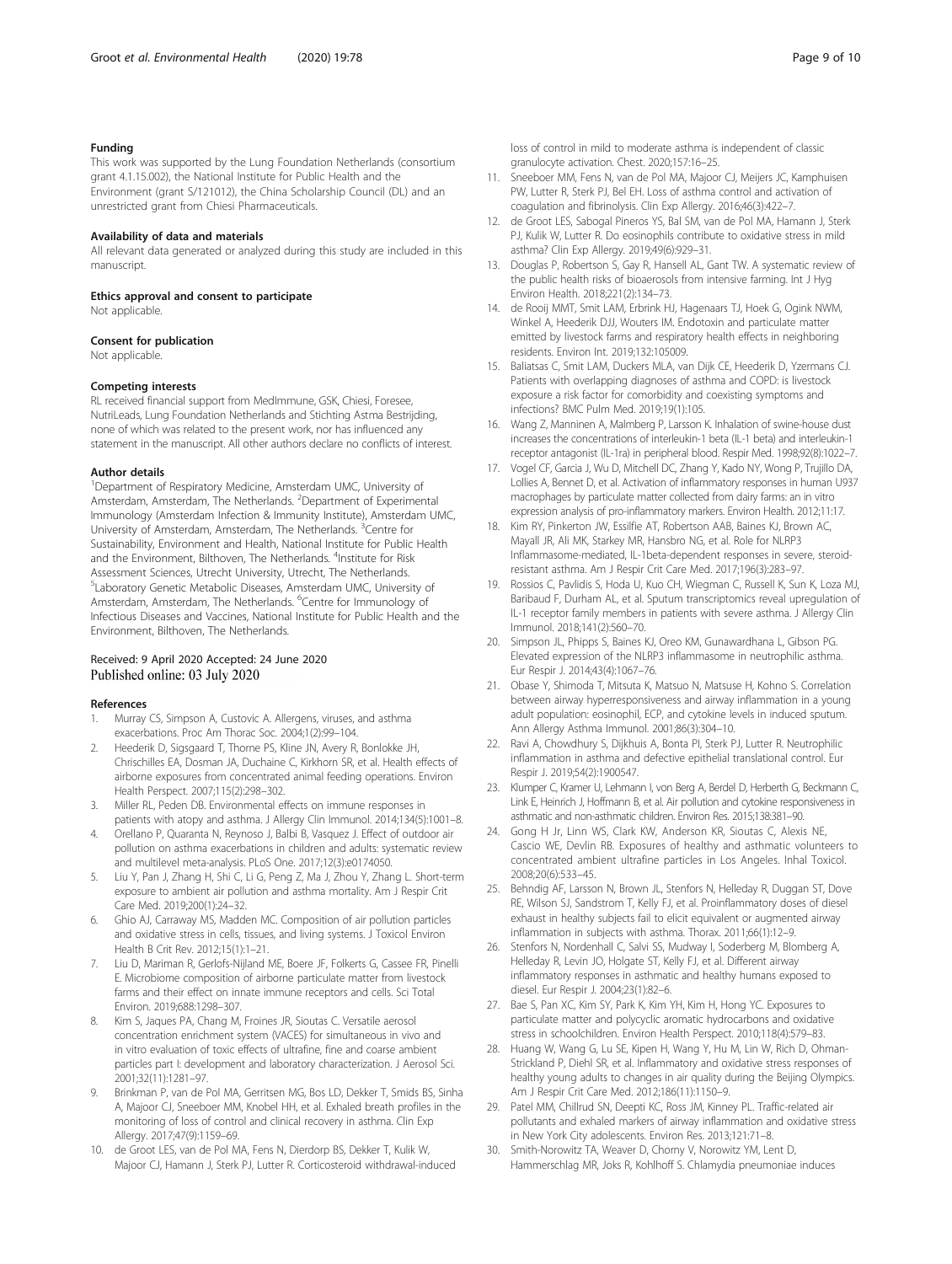#### Funding

This work was supported by the Lung Foundation Netherlands (consortium grant 4.1.15.002), the National Institute for Public Health and the Environment (grant S/121012), the China Scholarship Council (DL) and an unrestricted grant from Chiesi Pharmaceuticals.

#### Availability of data and materials

All relevant data generated or analyzed during this study are included in this manuscript.

#### Ethics approval and consent to participate

Not applicable.

#### Consent for publication

Not applicable.

#### Competing interests

RL received financial support from MedImmune, GSK, Chiesi, Foresee, NutriLeads, Lung Foundation Netherlands and Stichting Astma Bestrijding, none of which was related to the present work, nor has influenced any statement in the manuscript. All other authors declare no conflicts of interest.

#### Author details

[1]Department of Respiratory Medicine, Amsterdam UMC, University of Amsterdam, Amsterdam, The Netherlands. [2]Department of Experimental Immunology (Amsterdam Infection & Immunity Institute), Amsterdam UMC, University of Amsterdam, Amsterdam, The Netherlands. [3]Centre for Sustainability, Environment and Health, National Institute for Public Health and the Environment, Bilthoven, The Netherlands. [4]Institute for Risk Assessment Sciences, Utrecht University, Utrecht, The Netherlands. [5]Laboratory Genetic Metabolic Diseases, Amsterdam UMC, University of Amsterdam, Amsterdam, The Netherlands. [6]Centre for Immunology of Infectious Diseases and Vaccines, National Institute for Public Health and the Environment, Bilthoven, The Netherlands.

Received: 9 April 2020 Accepted: 24 June 2020
Published online: 03 July 2020

#### References

1. Murray CS, Simpson A, Custovic A. Allergens, viruses, and asthma exacerbations. Proc Am Thorac Soc. 2004;1(2):99–104.
2. Heederik D, Sigsgaard T, Thorne PS, Kline JN, Avery R, Bonlokke JH, Chrischilles EA, Dosman JA, Duchaine C, Kirkhorn SR, et al. Health effects of airborne exposures from concentrated animal feeding operations. Environ Health Perspect. 2007;115(2):298–302.
3. Miller RL, Peden DB. Environmental effects on immune responses in patients with atopy and asthma. J Allergy Clin Immunol. 2014;134(5):1001–8.
4. Orellano P, Quaranta N, Reynoso J, Balbi B, Vasquez J. Effect of outdoor air pollution on asthma exacerbations in children and adults: systematic review and multilevel meta-analysis. PLoS One. 2017;12(3):e0174050.
5. Liu Y, Pan J, Zhang H, Shi C, Li G, Peng Z, Ma J, Zhou Y, Zhang L. Short-term exposure to ambient air pollution and asthma mortality. Am J Respir Crit Care Med. 2019;200(1):24–32.
6. Ghio AJ, Carraway MS, Madden MC. Composition of air pollution particles and oxidative stress in cells, tissues, and living systems. J Toxicol Environ Health B Crit Rev. 2012;15(1):1–21.
7. Liu D, Mariman R, Gerlofs-Nijland ME, Boere JF, Folkerts G, Cassee FR, Pinelli E. Microbiome composition of airborne particulate matter from livestock farms and their effect on innate immune receptors and cells. Sci Total Environ. 2019;688:1298–307.
8. Kim S, Jaques PA, Chang M, Froines JR, Sioutas C. Versatile aerosol concentration enrichment system (VACES) for simultaneous in vivo and in vitro evaluation of toxic effects of ultrafine, fine and coarse ambient particles part I: development and laboratory characterization. J Aerosol Sci. 2001;32(11):1281–97.
9. Brinkman P, van de Pol MA, Gerritsen MG, Bos LD, Dekker T, Smids BS, Sinha A, Majoor CJ, Sneeboer MM, Knobel HH, et al. Exhaled breath profiles in the monitoring of loss of control and clinical recovery in asthma. Clin Exp Allergy. 2017;47(9):1159–69.
10. de Groot LES, van de Pol MA, Fens N, Dierdorp BS, Dekker T, Kulik W, Majoor CJ, Hamann J, Sterk PJ, Lutter R. Corticosteroid withdrawal-induced loss of control in mild to moderate asthma is independent of classic granulocyte activation. Chest. 2020;157:16–25.
11. Sneeboer MM, Fens N, van de Pol MA, Majoor CJ, Meijers JC, Kamphuisen PW, Lutter R, Sterk PJ, Bel EH. Loss of asthma control and activation of coagulation and fibrinolysis. Clin Exp Allergy. 2016;46(3):422–7.
12. de Groot LES, Sabogal Pineros YS, Bal SM, van de Pol MA, Hamann J, Sterk PJ, Kulik W, Lutter R. Do eosinophils contribute to oxidative stress in mild asthma? Clin Exp Allergy. 2019;49(6):929–31.
13. Douglas P, Robertson S, Gay R, Hansell AL, Gant TW. A systematic review of the public health risks of bioaerosols from intensive farming. Int J Hyg Environ Health. 2018;221(2):134–73.
14. de Rooij MMT, Smit LAM, Erbrink HJ, Hagenaars TJ, Hoek G, Ogink NWM, Winkel A, Heederik DJJ, Wouters IM. Endotoxin and particulate matter emitted by livestock farms and respiratory health effects in neighboring residents. Environ Int. 2019;132:105009.
15. Baliatsas C, Smit LAM, Duckers MLA, van Dijk CE, Heederik D, Yzermans CJ. Patients with overlapping diagnoses of asthma and COPD: is livestock exposure a risk factor for comorbidity and coexisting symptoms and infections? BMC Pulm Med. 2019;19(1):105.
16. Wang Z, Manninen A, Malmberg P, Larsson K. Inhalation of swine-house dust increases the concentrations of interleukin-1 beta (IL-1 beta) and interleukin-1 receptor antagonist (IL-1ra) in peripheral blood. Respir Med. 1998;92(8):1022–7.
17. Vogel CF, Garcia J, Wu D, Mitchell DC, Zhang Y, Kado NY, Wong P, Trujillo DA, Lollies A, Bennet D, et al. Activation of inflammatory responses in human U937 macrophages by particulate matter collected from dairy farms: an in vitro expression analysis of pro-inflammatory markers. Environ Health. 2012;11:17.
18. Kim RY, Pinkerton JW, Essilfie AT, Robertson AAB, Baines KJ, Brown AC, Mayall JR, Ali MK, Starkey MR, Hansbro NG, et al. Role for NLRP3 Inflammasome-mediated, IL-1beta-dependent responses in severe, steroid-resistant asthma. Am J Respir Crit Care Med. 2017;196(3):283–97.
19. Rossios C, Pavlidis S, Hoda U, Kuo CH, Wiegman C, Russell K, Sun K, Loza MJ, Baribaud F, Durham AL, et al. Sputum transcriptomics reveal upregulation of IL-1 receptor family members in patients with severe asthma. J Allergy Clin Immunol. 2018;141(2):560–70.
20. Simpson JL, Phipps S, Baines KJ, Oreo KM, Gunawardhana L, Gibson PG. Elevated expression of the NLRP3 inflammasome in neutrophilic asthma. Eur Respir J. 2014;43(4):1067–76.
21. Obase Y, Shimoda T, Mitsuta K, Matsuo N, Matsuse H, Kohno S. Correlation between airway hyperresponsiveness and airway inflammation in a young adult population: eosinophil, ECP, and cytokine levels in induced sputum. Ann Allergy Asthma Immunol. 2001;86(3):304–10.
22. Ravi A, Chowdhury S, Dijkhuis A, Bonta PI, Sterk PJ, Lutter R. Neutrophilic inflammation in asthma and defective epithelial translational control. Eur Respir J. 2019;54(2):1900547.
23. Klumper C, Kramer U, Lehmann I, von Berg A, Berdel D, Herberth G, Beckmann C, Link E, Heinrich J, Hoffmann B, et al. Air pollution and cytokine responsiveness in asthmatic and non-asthmatic children. Environ Res. 2015;138:381–90.
24. Gong H Jr, Linn WS, Clark KW, Anderson KR, Sioutas C, Alexis NE, Cascio WE, Devlin RB. Exposures of healthy and asthmatic volunteers to concentrated ambient ultrafine particles in Los Angeles. Inhal Toxicol. 2008;20(6):533–45.
25. Behndig AF, Larsson N, Brown JL, Stenfors N, Helleday R, Duggan ST, Dove RE, Wilson SJ, Sandstrom T, Kelly FJ, et al. Proinflammatory doses of diesel exhaust in healthy subjects fail to elicit equivalent or augmented airway inflammation in subjects with asthma. Thorax. 2011;66(1):12–9.
26. Stenfors N, Nordenhall C, Salvi SS, Mudway I, Soderberg M, Blomberg A, Helleday R, Levin JO, Holgate ST, Kelly FJ, et al. Different airway inflammatory responses in asthmatic and healthy humans exposed to diesel. Eur Respir J. 2004;23(1):82–6.
27. Bae S, Pan XC, Kim SY, Park K, Kim YH, Kim H, Hong YC. Exposures to particulate matter and polycyclic aromatic hydrocarbons and oxidative stress in schoolchildren. Environ Health Perspect. 2010;118(4):579–83.
28. Huang W, Wang G, Lu SE, Kipen H, Wang Y, Hu M, Lin W, Rich D, Ohman-Strickland P, Diehl SR, et al. Inflammatory and oxidative stress responses of healthy young adults to changes in air quality during the Beijing Olympics. Am J Respir Crit Care Med. 2012;186(11):1150–9.
29. Patel MM, Chillrud SN, Deepti KC, Ross JM, Kinney PL. Traffic-related air pollutants and exhaled markers of airway inflammation and oxidative stress in New York City adolescents. Environ Res. 2013;121:71–8.
30. Smith-Norowitz TA, Weaver D, Chorny V, Norowitz YM, Lent D, Hammerschlag MR, Joks R, Kohlhoff S. Chlamydia pneumoniae induces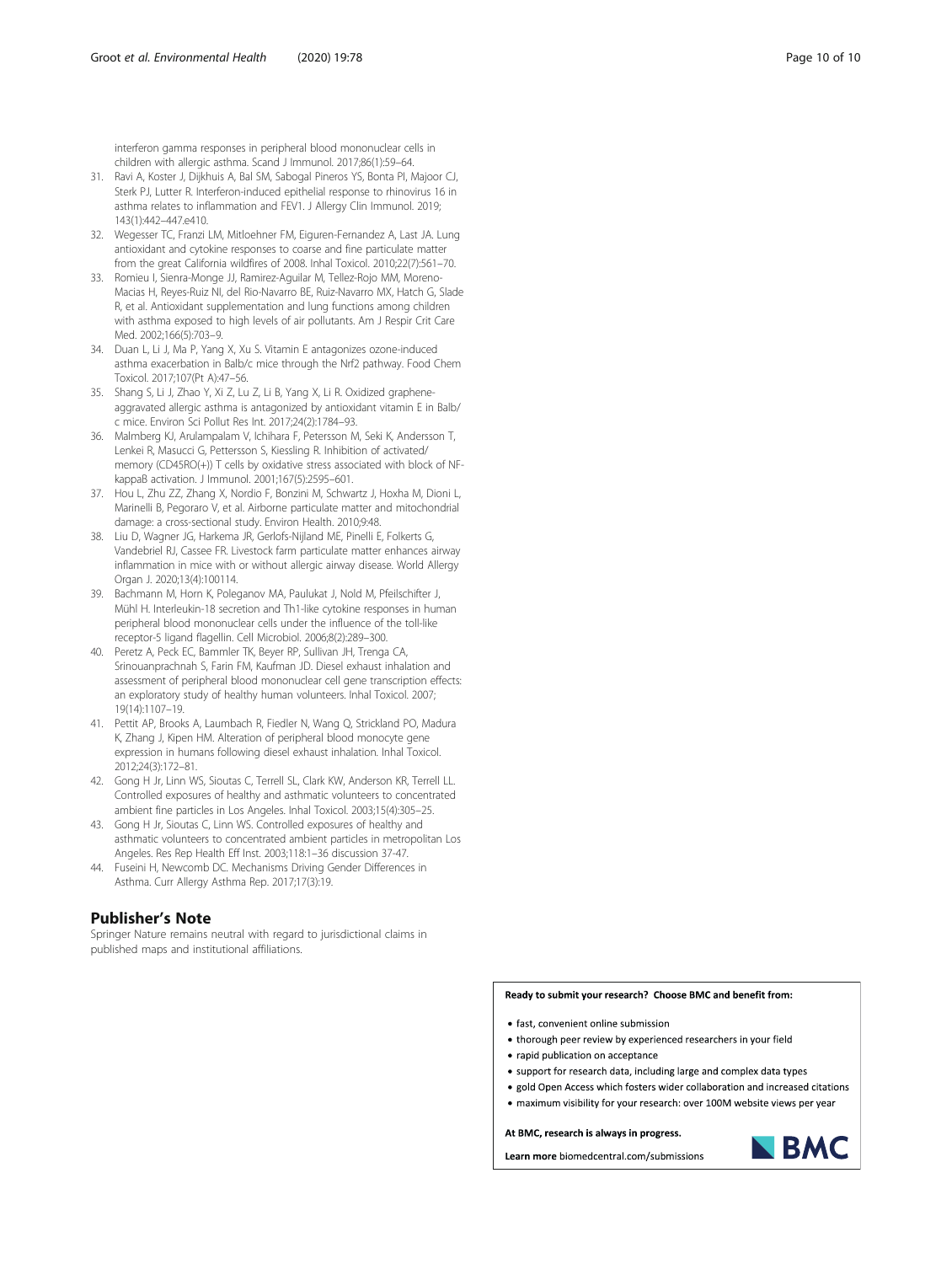interferon gamma responses in peripheral blood mononuclear cells in children with allergic asthma. Scand J Immunol. 2017;86(1):59–64.

31. Ravi A, Koster J, Dijkhuis A, Bal SM, Sabogal Pineros YS, Bonta PI, Majoor CJ, Sterk PJ, Lutter R. Interferon-induced epithelial response to rhinovirus 16 in asthma relates to inflammation and FEV1. J Allergy Clin Immunol. 2019; 143(1):442–447.e410.
32. Wegesser TC, Franzi LM, Mitloehner FM, Eiguren-Fernandez A, Last JA. Lung antioxidant and cytokine responses to coarse and fine particulate matter from the great California wildfires of 2008. Inhal Toxicol. 2010;22(7):561–70.
33. Romieu I, Sienra-Monge JJ, Ramirez-Aguilar M, Tellez-Rojo MM, Moreno-Macias H, Reyes-Ruiz NI, del Rio-Navarro BE, Ruiz-Navarro MX, Hatch G, Slade R, et al. Antioxidant supplementation and lung functions among children with asthma exposed to high levels of air pollutants. Am J Respir Crit Care Med. 2002;166(5):703–9.
34. Duan L, Li J, Ma P, Yang X, Xu S. Vitamin E antagonizes ozone-induced asthma exacerbation in Balb/c mice through the Nrf2 pathway. Food Chem Toxicol. 2017;107(Pt A):47–56.
35. Shang S, Li J, Zhao Y, Xi Z, Lu Z, Li B, Yang X, Li R. Oxidized graphene-aggravated allergic asthma is antagonized by antioxidant vitamin E in Balb/c mice. Environ Sci Pollut Res Int. 2017;24(2):1784–93.
36. Malmberg KJ, Arulampalam V, Ichihara F, Petersson M, Seki K, Andersson T, Lenkei R, Masucci G, Pettersson S, Kiessling R. Inhibition of activated/memory (CD45RO(+)) T cells by oxidative stress associated with block of NF-kappaB activation. J Immunol. 2001;167(5):2595–601.
37. Hou L, Zhu ZZ, Zhang X, Nordio F, Bonzini M, Schwartz J, Hoxha M, Dioni L, Marinelli B, Pegoraro V, et al. Airborne particulate matter and mitochondrial damage: a cross-sectional study. Environ Health. 2010;9:48.
38. Liu D, Wagner JG, Harkema JR, Gerlofs-Nijland ME, Pinelli E, Folkerts G, Vandebriel RJ, Cassee FR. Livestock farm particulate matter enhances airway inflammation in mice with or without allergic airway disease. World Allergy Organ J. 2020;13(4):100114.
39. Bachmann M, Horn K, Poleganov MA, Paulukat J, Nold M, Pfeilschifter J, Mühl H. Interleukin-18 secretion and Th1-like cytokine responses in human peripheral blood mononuclear cells under the influence of the toll-like receptor-5 ligand flagellin. Cell Microbiol. 2006;8(2):289–300.
40. Peretz A, Peck EC, Bammler TK, Beyer RP, Sullivan JH, Trenga CA, Srinouanprachnah S, Farin FM, Kaufman JD. Diesel exhaust inhalation and assessment of peripheral blood mononuclear cell gene transcription effects: an exploratory study of healthy human volunteers. Inhal Toxicol. 2007; 19(14):1107–19.
41. Pettit AP, Brooks A, Laumbach R, Fiedler N, Wang Q, Strickland PO, Madura K, Zhang J, Kipen HM. Alteration of peripheral blood monocyte gene expression in humans following diesel exhaust inhalation. Inhal Toxicol. 2012;24(3):172–81.
42. Gong H Jr, Linn WS, Sioutas C, Terrell SL, Clark KW, Anderson KR, Terrell LL. Controlled exposures of healthy and asthmatic volunteers to concentrated ambient fine particles in Los Angeles. Inhal Toxicol. 2003;15(4):305–25.
43. Gong H Jr, Sioutas C, Linn WS. Controlled exposures of healthy and asthmatic volunteers to concentrated ambient particles in metropolitan Los Angeles. Res Rep Health Eff Inst. 2003;118:1–36 discussion 37-47.
44. Fuseini H, Newcomb DC. Mechanisms Driving Gender Differences in Asthma. Curr Allergy Asthma Rep. 2017;17(3):19.

## Publisher's Note

Springer Nature remains neutral with regard to jurisdictional claims in published maps and institutional affiliations.

**Ready to submit your research? Choose BMC and benefit from:**

- fast, convenient online submission
- thorough peer review by experienced researchers in your field
- rapid publication on acceptance
- support for research data, including large and complex data types
- gold Open Access which fosters wider collaboration and increased citations
- maximum visibility for your research: over 100M website views per year

**At BMC, research is always in progress.**

**Learn more** biomedcentral.com/submissions

BMC